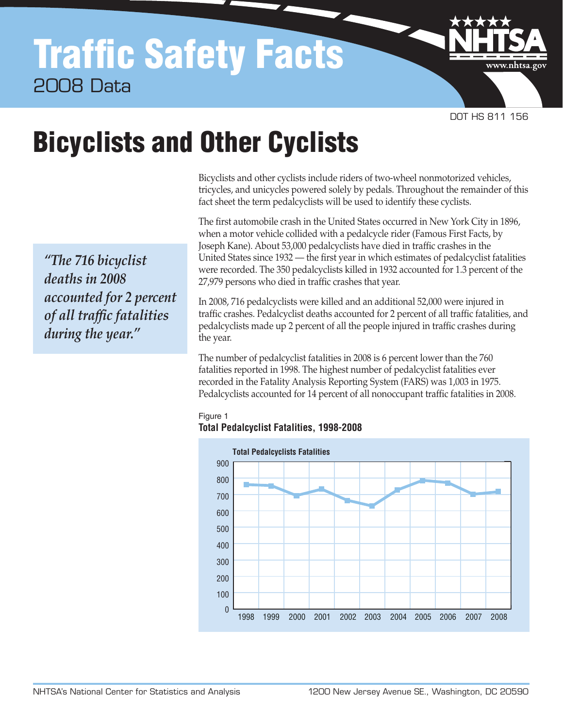# Traffic Safety Facts

2008 Data

DOT HS 811 156

# Bicyclists and Other Cyclists

> *"The 716 bicyclist deaths in 2008 accounted for 2 percent of all traffic fatalities during the year."*

Bicyclists and other cyclists include riders of two-wheel nonmotorized vehicles, tricycles, and unicycles powered solely by pedals. Throughout the remainder of this fact sheet the term pedalcyclists will be used to identify these cyclists.

The first automobile crash in the United States occurred in New York City in 1896, when a motor vehicle collided with a pedalcycle rider (Famous First Facts, by Joseph Kane). About 53,000 pedalcyclists have died in traffic crashes in the United States since 1932 — the first year in which estimates of pedalcyclist fatalities were recorded. The 350 pedalcyclists killed in 1932 accounted for 1.3 percent of the 27,979 persons who died in traffic crashes that year.

In 2008, 716 pedalcyclists were killed and an additional 52,000 were injured in traffic crashes. Pedalcyclist deaths accounted for 2 percent of all traffic fatalities, and pedalcyclists made up 2 percent of all the people injured in traffic crashes during the year.

The number of pedalcyclist fatalities in 2008 is 6 percent lower than the 760 fatalities reported in 1998. The highest number of pedalcyclist fatalities ever recorded in the Fatality Analysis Reporting System (FARS) was 1,003 in 1975. Pedalcyclists accounted for 14 percent of all nonoccupant traffic fatalities in 2008.

Figure 1
**Total Pedalcyclist Fatalities, 1998-2008**

**Total Pedalcyclists Fatalities**

(Line chart; y-axis 0–900; x-axis years 1998–2008)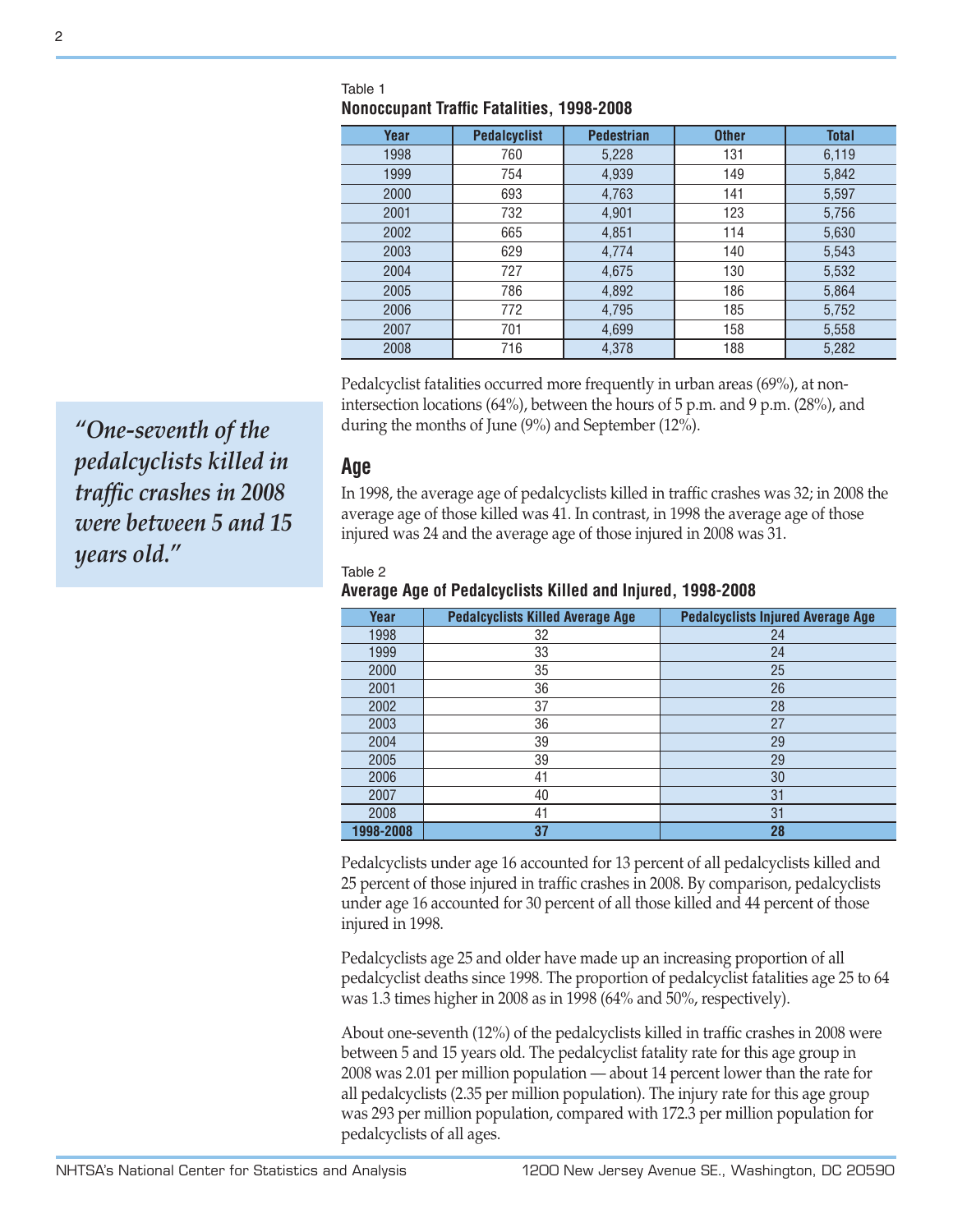Table 1
**Nonoccupant Traffic Fatalities, 1998-2008**

| Year | Pedalcyclist | Pedestrian | Other | Total |
|---|---|---|---|---|
| 1998 | 760 | 5,228 | 131 | 6,119 |
| 1999 | 754 | 4,939 | 149 | 5,842 |
| 2000 | 693 | 4,763 | 141 | 5,597 |
| 2001 | 732 | 4,901 | 123 | 5,756 |
| 2002 | 665 | 4,851 | 114 | 5,630 |
| 2003 | 629 | 4,774 | 140 | 5,543 |
| 2004 | 727 | 4,675 | 130 | 5,532 |
| 2005 | 786 | 4,892 | 186 | 5,864 |
| 2006 | 772 | 4,795 | 185 | 5,752 |
| 2007 | 701 | 4,699 | 158 | 5,558 |
| 2008 | 716 | 4,378 | 188 | 5,282 |

Pedalcyclist fatalities occurred more frequently in urban areas (69%), at non-intersection locations (64%), between the hours of 5 p.m. and 9 p.m. (28%), and during the months of June (9%) and September (12%).

*"One-seventh of the pedalcyclists killed in traffic crashes in 2008 were between 5 and 15 years old."*

## Age

In 1998, the average age of pedalcyclists killed in traffic crashes was 32; in 2008 the average age of those killed was 41. In contrast, in 1998 the average age of those injured was 24 and the average age of those injured in 2008 was 31.

Table 2
**Average Age of Pedalcyclists Killed and Injured, 1998-2008**

| Year | Pedalcyclists Killed Average Age | Pedalcyclists Injured Average Age |
|---|---|---|
| 1998 | 32 | 24 |
| 1999 | 33 | 24 |
| 2000 | 35 | 25 |
| 2001 | 36 | 26 |
| 2002 | 37 | 28 |
| 2003 | 36 | 27 |
| 2004 | 39 | 29 |
| 2005 | 39 | 29 |
| 2006 | 41 | 30 |
| 2007 | 40 | 31 |
| 2008 | 41 | 31 |
| **1998-2008** | **37** | **28** |

Pedalcyclists under age 16 accounted for 13 percent of all pedalcyclists killed and 25 percent of those injured in traffic crashes in 2008. By comparison, pedalcyclists under age 16 accounted for 30 percent of all those killed and 44 percent of those injured in 1998.

Pedalcyclists age 25 and older have made up an increasing proportion of all pedalcyclist deaths since 1998. The proportion of pedalcyclist fatalities age 25 to 64 was 1.3 times higher in 2008 as in 1998 (64% and 50%, respectively).

About one-seventh (12%) of the pedalcyclists killed in traffic crashes in 2008 were between 5 and 15 years old. The pedalcyclist fatality rate for this age group in 2008 was 2.01 per million population — about 14 percent lower than the rate for all pedalcyclists (2.35 per million population). The injury rate for this age group was 293 per million population, compared with 172.3 per million population for pedalcyclists of all ages.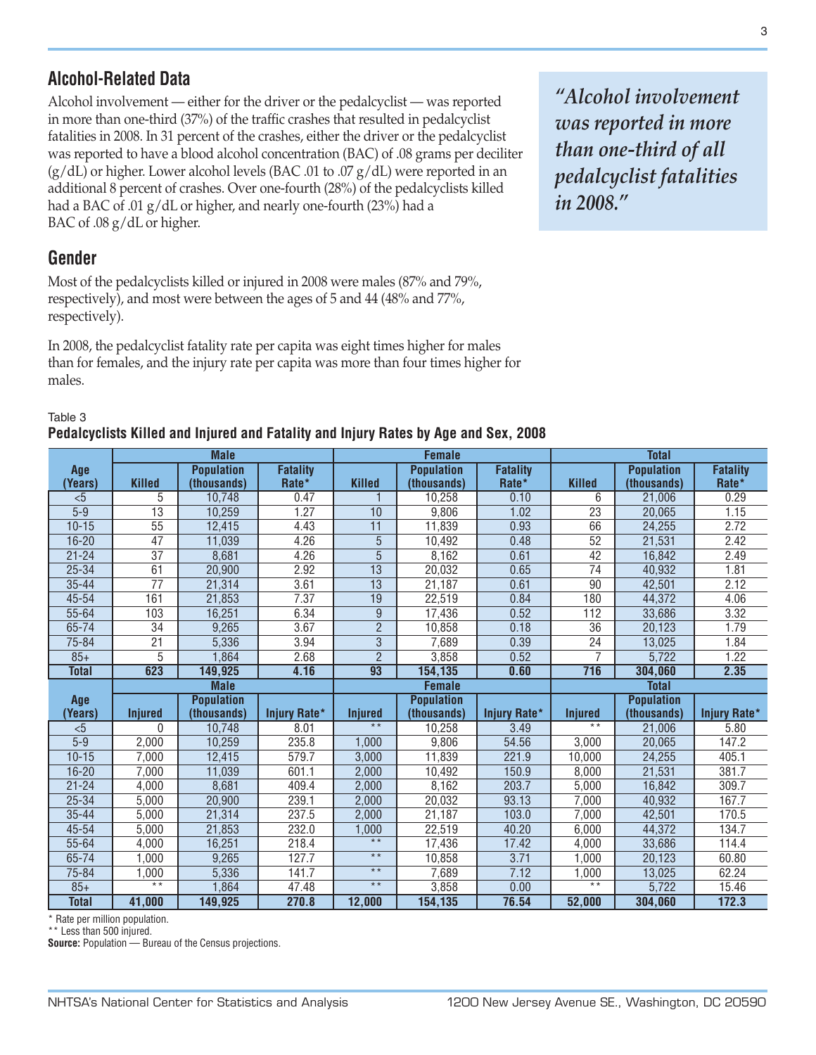## Alcohol-Related Data

Alcohol involvement — either for the driver or the pedalcyclist — was reported in more than one-third (37%) of the traffic crashes that resulted in pedalcyclist fatalities in 2008. In 31 percent of the crashes, either the driver or the pedalcyclist was reported to have a blood alcohol concentration (BAC) of .08 grams per deciliter (g/dL) or higher. Lower alcohol levels (BAC .01 to .07 g/dL) were reported in an additional 8 percent of crashes. Over one-fourth (28%) of the pedalcyclists killed had a BAC of .01 g/dL or higher, and nearly one-fourth (23%) had a BAC of .08 g/dL or higher.

*"Alcohol involvement was reported in more than one-third of all pedalcyclist fatalities in 2008."*

## Gender

Most of the pedalcyclists killed or injured in 2008 were males (87% and 79%, respectively), and most were between the ages of 5 and 44 (48% and 77%, respectively).

In 2008, the pedalcyclist fatality rate per capita was eight times higher for males than for females, and the injury rate per capita was more than four times higher for males.

Table 3

**Pedalcyclists Killed and Injured and Fatality and Injury Rates by Age and Sex, 2008**

| Age (Years) | Male | | | Female | | | Total | | |
|---|---|---|---|---|---|---|---|---|---|
| | Killed | Population (thousands) | Fatality Rate* | Killed | Population (thousands) | Fatality Rate* | Killed | Population (thousands) | Fatality Rate* |
| <5 | 5 | 10,748 | 0.47 | 1 | 10,258 | 0.10 | 6 | 21,006 | 0.29 |
| 5-9 | 13 | 10,259 | 1.27 | 10 | 9,806 | 1.02 | 23 | 20,065 | 1.15 |
| 10-15 | 55 | 12,415 | 4.43 | 11 | 11,839 | 0.93 | 66 | 24,255 | 2.72 |
| 16-20 | 47 | 11,039 | 4.26 | 5 | 10,492 | 0.48 | 52 | 21,531 | 2.42 |
| 21-24 | 37 | 8,681 | 4.26 | 5 | 8,162 | 0.61 | 42 | 16,842 | 2.49 |
| 25-34 | 61 | 20,900 | 2.92 | 13 | 20,032 | 0.65 | 74 | 40,932 | 1.81 |
| 35-44 | 77 | 21,314 | 3.61 | 13 | 21,187 | 0.61 | 90 | 42,501 | 2.12 |
| 45-54 | 161 | 21,853 | 7.37 | 19 | 22,519 | 0.84 | 180 | 44,372 | 4.06 |
| 55-64 | 103 | 16,251 | 6.34 | 9 | 17,436 | 0.52 | 112 | 33,686 | 3.32 |
| 65-74 | 34 | 9,265 | 3.67 | 2 | 10,858 | 0.18 | 36 | 20,123 | 1.79 |
| 75-84 | 21 | 5,336 | 3.94 | 3 | 7,689 | 0.39 | 24 | 13,025 | 1.84 |
| 85+ | 5 | 1,864 | 2.68 | 2 | 3,858 | 0.52 | 7 | 5,722 | 1.22 |
| **Total** | **623** | **149,925** | **4.16** | **93** | **154,135** | **0.60** | **716** | **304,060** | **2.35** |
| **Age (Years)** | **Male** | | | **Female** | | | **Total** | | |
| | **Injured** | **Population (thousands)** | **Injury Rate*** | **Injured** | **Population (thousands)** | **Injury Rate*** | **Injured** | **Population (thousands)** | **Injury Rate*** |
| <5 | 0 | 10,748 | 8.01 | ** | 10,258 | 3.49 | ** | 21,006 | 5.80 |
| 5-9 | 2,000 | 10,259 | 235.8 | 1,000 | 9,806 | 54.56 | 3,000 | 20,065 | 147.2 |
| 10-15 | 7,000 | 12,415 | 579.7 | 3,000 | 11,839 | 221.9 | 10,000 | 24,255 | 405.1 |
| 16-20 | 7,000 | 11,039 | 601.1 | 2,000 | 10,492 | 150.9 | 8,000 | 21,531 | 381.7 |
| 21-24 | 4,000 | 8,681 | 409.4 | 2,000 | 8,162 | 203.7 | 5,000 | 16,842 | 309.7 |
| 25-34 | 5,000 | 20,900 | 239.1 | 2,000 | 20,032 | 93.13 | 7,000 | 40,932 | 167.7 |
| 35-44 | 5,000 | 21,314 | 237.5 | 2,000 | 21,187 | 103.0 | 7,000 | 42,501 | 170.5 |
| 45-54 | 5,000 | 21,853 | 232.0 | 1,000 | 22,519 | 40.20 | 6,000 | 44,372 | 134.7 |
| 55-64 | 4,000 | 16,251 | 218.4 | ** | 17,436 | 17.42 | 4,000 | 33,686 | 114.4 |
| 65-74 | 1,000 | 9,265 | 127.7 | ** | 10,858 | 3.71 | 1,000 | 20,123 | 60.80 |
| 75-84 | 1,000 | 5,336 | 141.7 | ** | 7,689 | 7.12 | 1,000 | 13,025 | 62.24 |
| 85+ | ** | 1,864 | 47.48 | ** | 3,858 | 0.00 | ** | 5,722 | 15.46 |
| **Total** | **41,000** | **149,925** | **270.8** | **12,000** | **154,135** | **76.54** | **52,000** | **304,060** | **172.3** |

\* Rate per million population.
\*\* Less than 500 injured.
**Source:** Population — Bureau of the Census projections.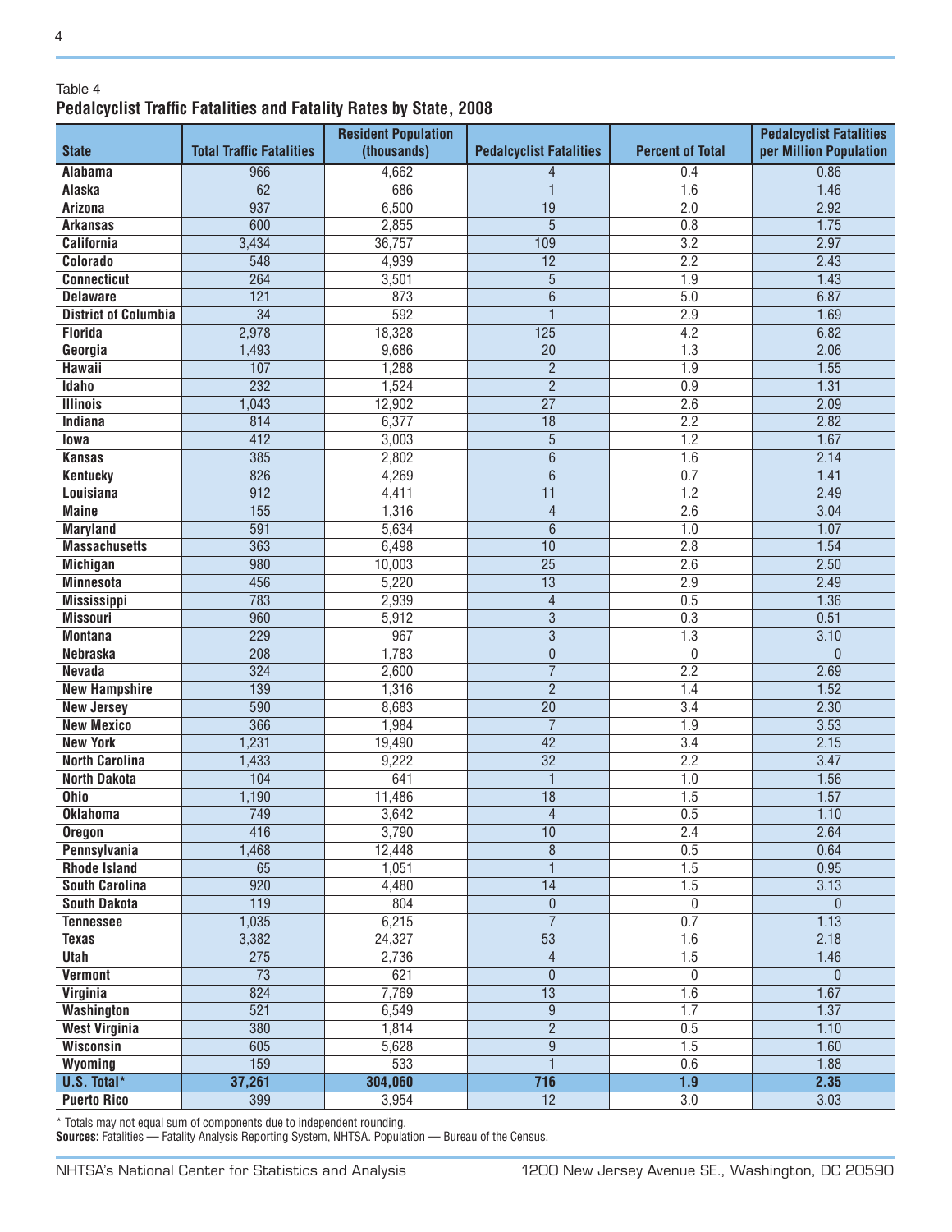Table 4

**Pedalcyclist Traffic Fatalities and Fatality Rates by State, 2008**

| State | Total Traffic Fatalities | Resident Population (thousands) | Pedalcyclist Fatalities | Percent of Total | Pedalcyclist Fatalities per Million Population |
|---|---|---|---|---|---|
| Alabama | 966 | 4,662 | 4 | 0.4 | 0.86 |
| Alaska | 62 | 686 | 1 | 1.6 | 1.46 |
| Arizona | 937 | 6,500 | 19 | 2.0 | 2.92 |
| Arkansas | 600 | 2,855 | 5 | 0.8 | 1.75 |
| California | 3,434 | 36,757 | 109 | 3.2 | 2.97 |
| Colorado | 548 | 4,939 | 12 | 2.2 | 2.43 |
| Connecticut | 264 | 3,501 | 5 | 1.9 | 1.43 |
| Delaware | 121 | 873 | 6 | 5.0 | 6.87 |
| District of Columbia | 34 | 592 | 1 | 2.9 | 1.69 |
| Florida | 2,978 | 18,328 | 125 | 4.2 | 6.82 |
| Georgia | 1,493 | 9,686 | 20 | 1.3 | 2.06 |
| Hawaii | 107 | 1,288 | 2 | 1.9 | 1.55 |
| Idaho | 232 | 1,524 | 2 | 0.9 | 1.31 |
| Illinois | 1,043 | 12,902 | 27 | 2.6 | 2.09 |
| Indiana | 814 | 6,377 | 18 | 2.2 | 2.82 |
| Iowa | 412 | 3,003 | 5 | 1.2 | 1.67 |
| Kansas | 385 | 2,802 | 6 | 1.6 | 2.14 |
| Kentucky | 826 | 4,269 | 6 | 0.7 | 1.41 |
| Louisiana | 912 | 4,411 | 11 | 1.2 | 2.49 |
| Maine | 155 | 1,316 | 4 | 2.6 | 3.04 |
| Maryland | 591 | 5,634 | 6 | 1.0 | 1.07 |
| Massachusetts | 363 | 6,498 | 10 | 2.8 | 1.54 |
| Michigan | 980 | 10,003 | 25 | 2.6 | 2.50 |
| Minnesota | 456 | 5,220 | 13 | 2.9 | 2.49 |
| Mississippi | 783 | 2,939 | 4 | 0.5 | 1.36 |
| Missouri | 960 | 5,912 | 3 | 0.3 | 0.51 |
| Montana | 229 | 967 | 3 | 1.3 | 3.10 |
| Nebraska | 208 | 1,783 | 0 | 0 | 0 |
| Nevada | 324 | 2,600 | 7 | 2.2 | 2.69 |
| New Hampshire | 139 | 1,316 | 2 | 1.4 | 1.52 |
| New Jersey | 590 | 8,683 | 20 | 3.4 | 2.30 |
| New Mexico | 366 | 1,984 | 7 | 1.9 | 3.53 |
| New York | 1,231 | 19,490 | 42 | 3.4 | 2.15 |
| North Carolina | 1,433 | 9,222 | 32 | 2.2 | 3.47 |
| North Dakota | 104 | 641 | 1 | 1.0 | 1.56 |
| Ohio | 1,190 | 11,486 | 18 | 1.5 | 1.57 |
| Oklahoma | 749 | 3,642 | 4 | 0.5 | 1.10 |
| Oregon | 416 | 3,790 | 10 | 2.4 | 2.64 |
| Pennsylvania | 1,468 | 12,448 | 8 | 0.5 | 0.64 |
| Rhode Island | 65 | 1,051 | 1 | 1.5 | 0.95 |
| South Carolina | 920 | 4,480 | 14 | 1.5 | 3.13 |
| South Dakota | 119 | 804 | 0 | 0 | 0 |
| Tennessee | 1,035 | 6,215 | 7 | 0.7 | 1.13 |
| Texas | 3,382 | 24,327 | 53 | 1.6 | 2.18 |
| Utah | 275 | 2,736 | 4 | 1.5 | 1.46 |
| Vermont | 73 | 621 | 0 | 0 | 0 |
| Virginia | 824 | 7,769 | 13 | 1.6 | 1.67 |
| Washington | 521 | 6,549 | 9 | 1.7 | 1.37 |
| West Virginia | 380 | 1,814 | 2 | 0.5 | 1.10 |
| Wisconsin | 605 | 5,628 | 9 | 1.5 | 1.60 |
| Wyoming | 159 | 533 | 1 | 0.6 | 1.88 |
| **U.S. Total*** | **37,261** | **304,060** | **716** | **1.9** | **2.35** |
| Puerto Rico | 399 | 3,954 | 12 | 3.0 | 3.03 |

* Totals may not equal sum of components due to independent rounding.

**Sources:** Fatalities — Fatality Analysis Reporting System, NHTSA. Population — Bureau of the Census.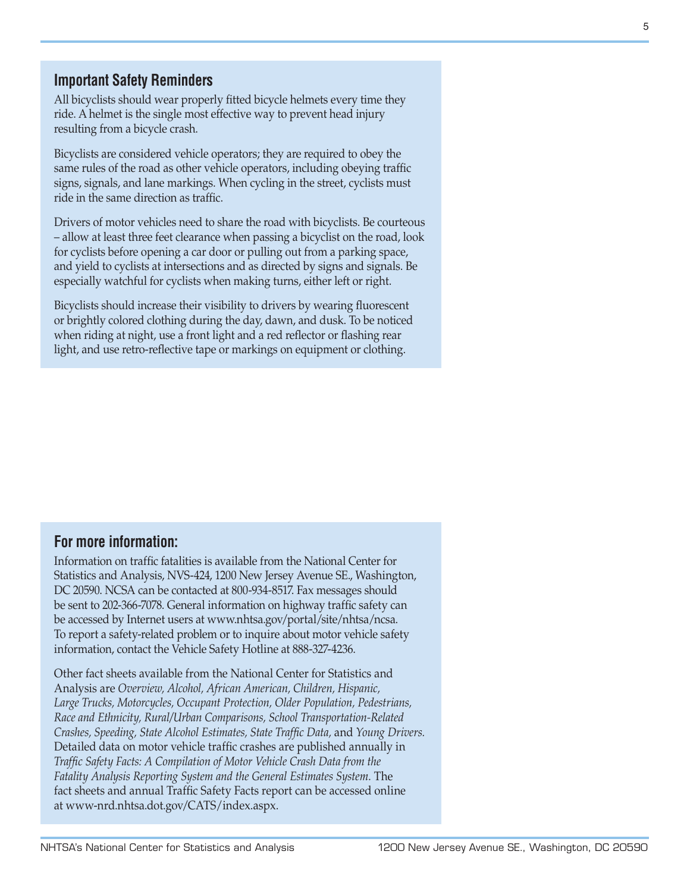## Important Safety Reminders

All bicyclists should wear properly fitted bicycle helmets every time they ride. A helmet is the single most effective way to prevent head injury resulting from a bicycle crash.

Bicyclists are considered vehicle operators; they are required to obey the same rules of the road as other vehicle operators, including obeying traffic signs, signals, and lane markings. When cycling in the street, cyclists must ride in the same direction as traffic.

Drivers of motor vehicles need to share the road with bicyclists. Be courteous – allow at least three feet clearance when passing a bicyclist on the road, look for cyclists before opening a car door or pulling out from a parking space, and yield to cyclists at intersections and as directed by signs and signals. Be especially watchful for cyclists when making turns, either left or right.

Bicyclists should increase their visibility to drivers by wearing fluorescent or brightly colored clothing during the day, dawn, and dusk. To be noticed when riding at night, use a front light and a red reflector or flashing rear light, and use retro-reflective tape or markings on equipment or clothing.

## For more information:

Information on traffic fatalities is available from the National Center for Statistics and Analysis, NVS-424, 1200 New Jersey Avenue SE., Washington, DC 20590. NCSA can be contacted at 800-934-8517. Fax messages should be sent to 202-366-7078. General information on highway traffic safety can be accessed by Internet users at www.nhtsa.gov/portal/site/nhtsa/ncsa. To report a safety-related problem or to inquire about motor vehicle safety information, contact the Vehicle Safety Hotline at 888-327-4236.

Other fact sheets available from the National Center for Statistics and Analysis are *Overview, Alcohol, African American, Children, Hispanic, Large Trucks, Motorcycles, Occupant Protection, Older Population, Pedestrians, Race and Ethnicity, Rural/Urban Comparisons, School Transportation-Related Crashes, Speeding, State Alcohol Estimates, State Traffic Data,* and *Young Drivers.* Detailed data on motor vehicle traffic crashes are published annually in *Traffic Safety Facts: A Compilation of Motor Vehicle Crash Data from the Fatality Analysis Reporting System and the General Estimates System.* The fact sheets and annual Traffic Safety Facts report can be accessed online at www-nrd.nhtsa.dot.gov/CATS/index.aspx.